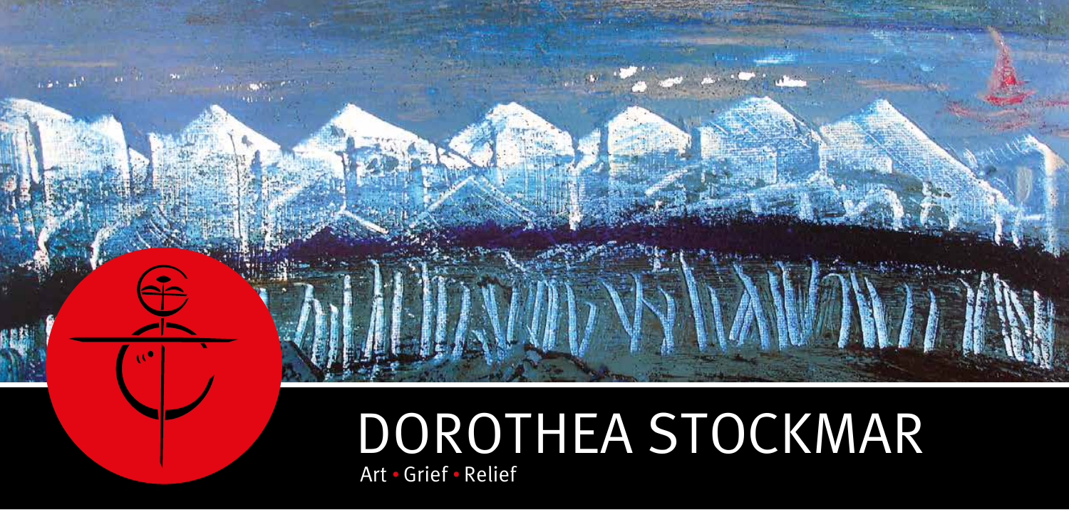# DOROTHEA STOCKMAR

Art • Grief • Relief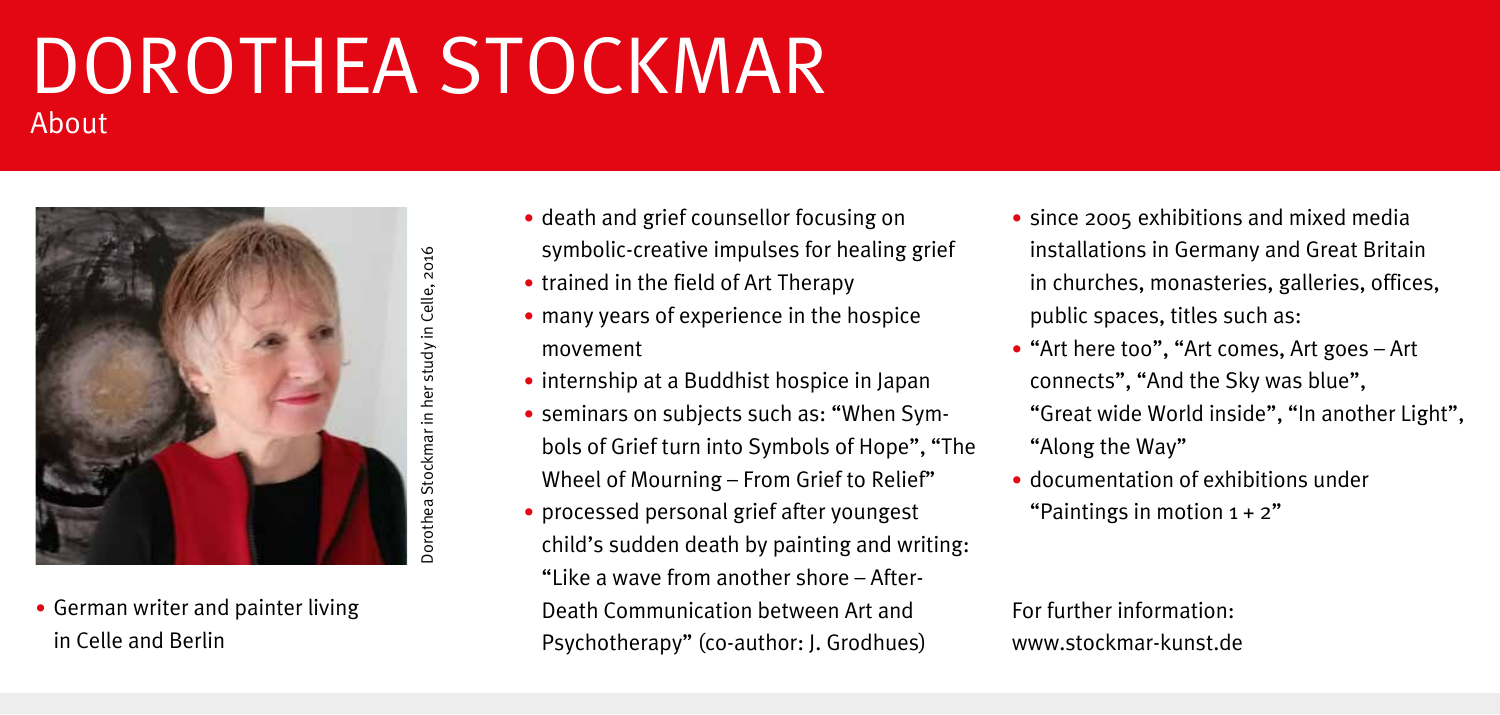# DOROTHEA STOCKMAR

## About

Dorothea Stockmar in her study in Celle, 2016

- German writer and painter living in Celle and Berlin
- death and grief counsellor focusing on symbolic-creative impulses for healing grief
- trained in the field of Art Therapy
- many years of experience in the hospice movement
- internship at a Buddhist hospice in Japan
- seminars on subjects such as: "When Symbols of Grief turn into Symbols of Hope", "The Wheel of Mourning – From Grief to Relief"
- processed personal grief after youngest child's sudden death by painting and writing: "Like a wave from another shore – After-Death Communication between Art and Psychotherapy" (co-author: J. Grodhues)
- since 2005 exhibitions and mixed media installations in Germany and Great Britain in churches, monasteries, galleries, offices, public spaces, titles such as:
- "Art here too", "Art comes, Art goes – Art connects", "And the Sky was blue", "Great wide World inside", "In another Light", "Along the Way"
- documentation of exhibitions under "Paintings in motion 1 + 2"

For further information:
www.stockmar-kunst.de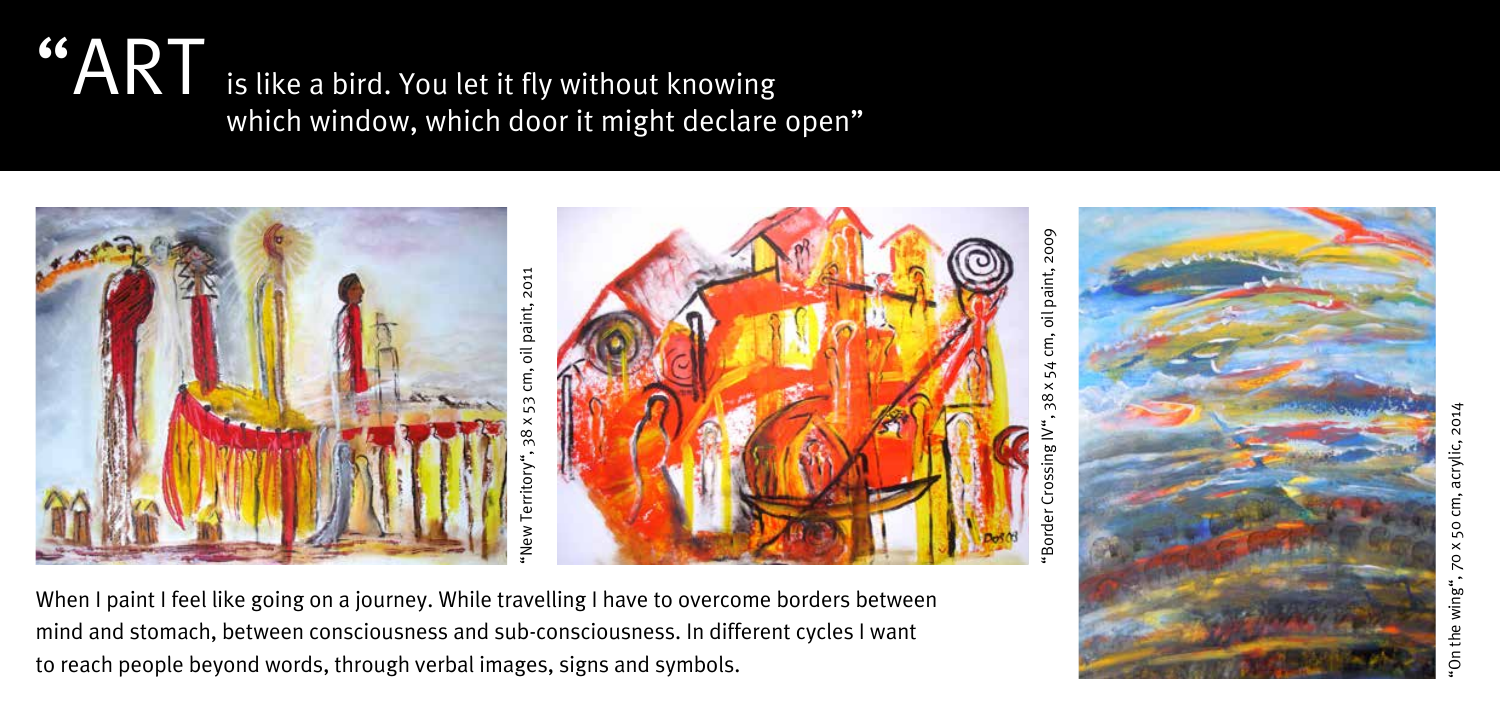# "ART is like a bird. You let it fly without knowing which window, which door it might declare open"

"New Territory", 38 x 53 cm, oil paint, 2011

"Border Crossing IV", 38 x 54 cm, oil paint, 2009

"On the wing", 70 x 50 cm, acrylic, 2014

When I paint I feel like going on a journey. While travelling I have to overcome borders between mind and stomach, between consciousness and sub-consciousness. In different cycles I want to reach people beyond words, through verbal images, signs and symbols.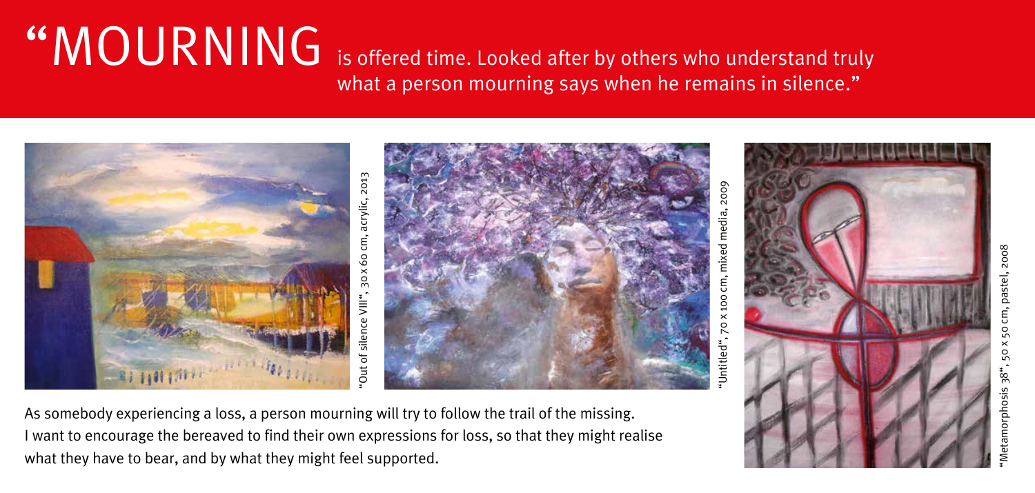# "MOURNING is offered time. Looked after by others who understand truly what a person mourning says when he remains in silence."

"Out of silence VIII", 30 x 60 cm, acrylic, 2013

"Untitled", 70 x 100 cm, mixed media, 2009

"Metamorphosis 38", 50 x 50 cm, pastel, 2008

As somebody experiencing a loss, a person mourning will try to follow the trail of the missing. I want to encourage the bereaved to find their own expressions for loss, so that they might realise what they have to bear, and by what they might feel supported.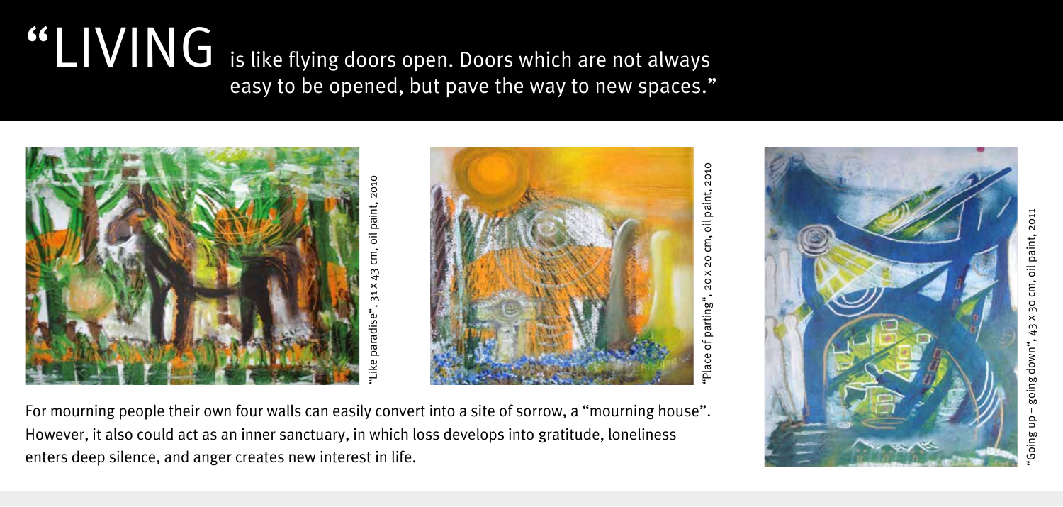# "LIVING is like flying doors open. Doors which are not always easy to be opened, but pave the way to new spaces."

"Like paradise", 31 x 43 cm, oil paint, 2010

"Place of parting", 20 x 20 cm, oil paint, 2010

"Going up – going down", 43 x 30 cm, oil paint, 2011

For mourning people their own four walls can easily convert into a site of sorrow, a "mourning house". However, it also could act as an inner sanctuary, in which loss develops into gratitude, loneliness enters deep silence, and anger creates new interest in life.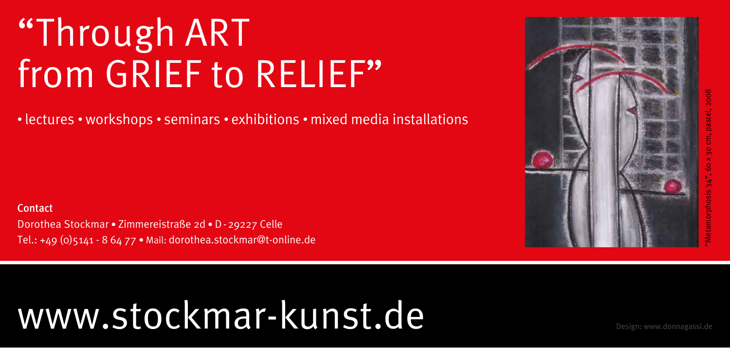# "Through ART from GRIEF to RELIEF"

• lectures • workshops • seminars • exhibitions • mixed media installations

**Contact**

Dorothea Stockmar • Zimmereistraße 2d • D - 29227 Celle
Tel.: +49 (0)5141 - 8 64 77 • Mail: dorothea.stockmar@t-online.de

"Metamorphosis 34", 60 x 30 cm, pastel, 2008

# www.stockmar-kunst.de

Design: www.donnagassi.de